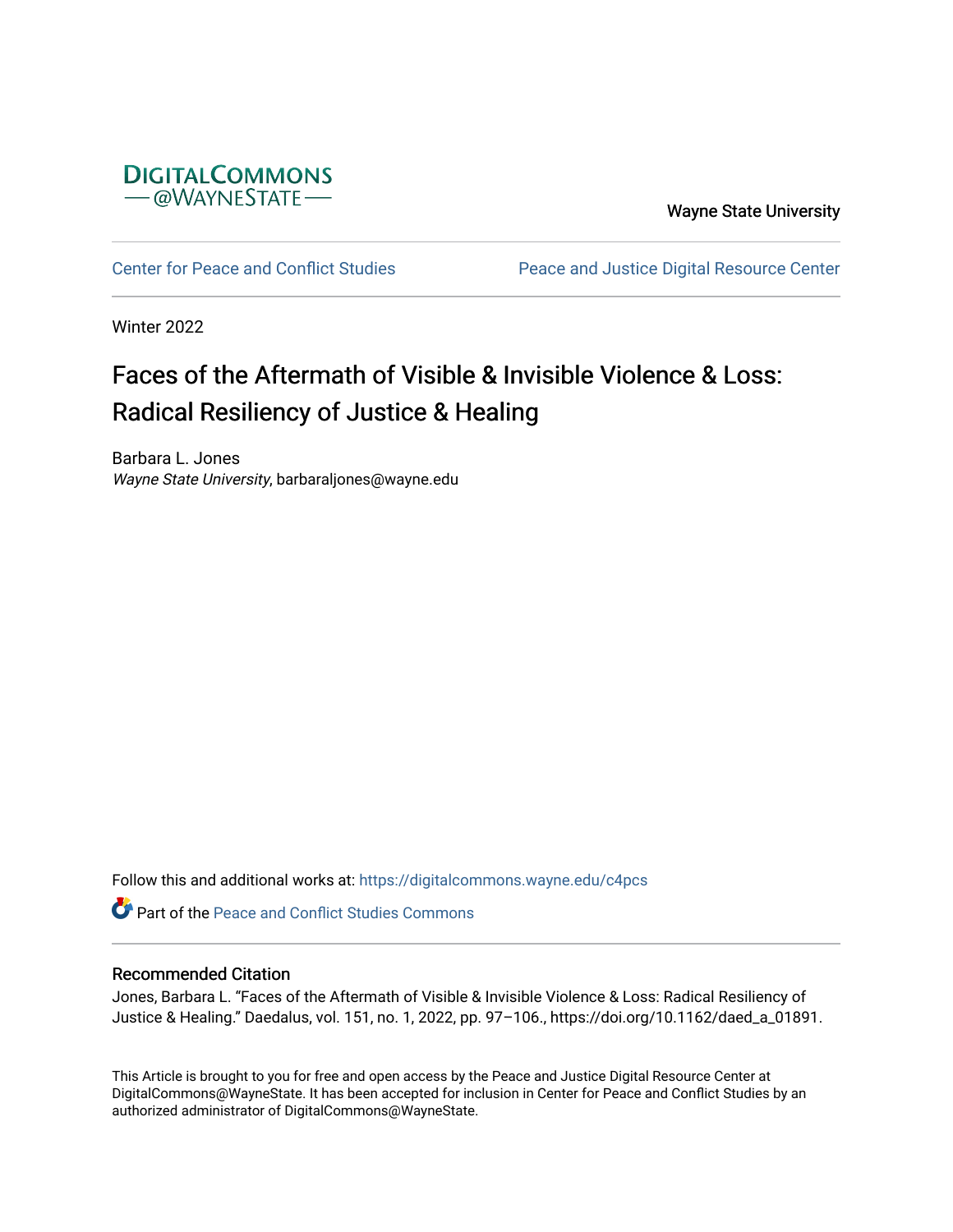DIGITALCOMMONS
@WAYNESTATE

Wayne State University

Center for Peace and Conflict Studies

Peace and Justice Digital Resource Center

Winter 2022

# Faces of the Aftermath of Visible & Invisible Violence & Loss: Radical Resiliency of Justice & Healing

Barbara L. Jones
*Wayne State University*, barbaraljones@wayne.edu

Follow this and additional works at: https://digitalcommons.wayne.edu/c4pcs

Part of the Peace and Conflict Studies Commons

## Recommended Citation

Jones, Barbara L. "Faces of the Aftermath of Visible & Invisible Violence & Loss: Radical Resiliency of Justice & Healing." Daedalus, vol. 151, no. 1, 2022, pp. 97–106., https://doi.org/10.1162/daed_a_01891.

This Article is brought to you for free and open access by the Peace and Justice Digital Resource Center at DigitalCommons@WayneState. It has been accepted for inclusion in Center for Peace and Conflict Studies by an authorized administrator of DigitalCommons@WayneState.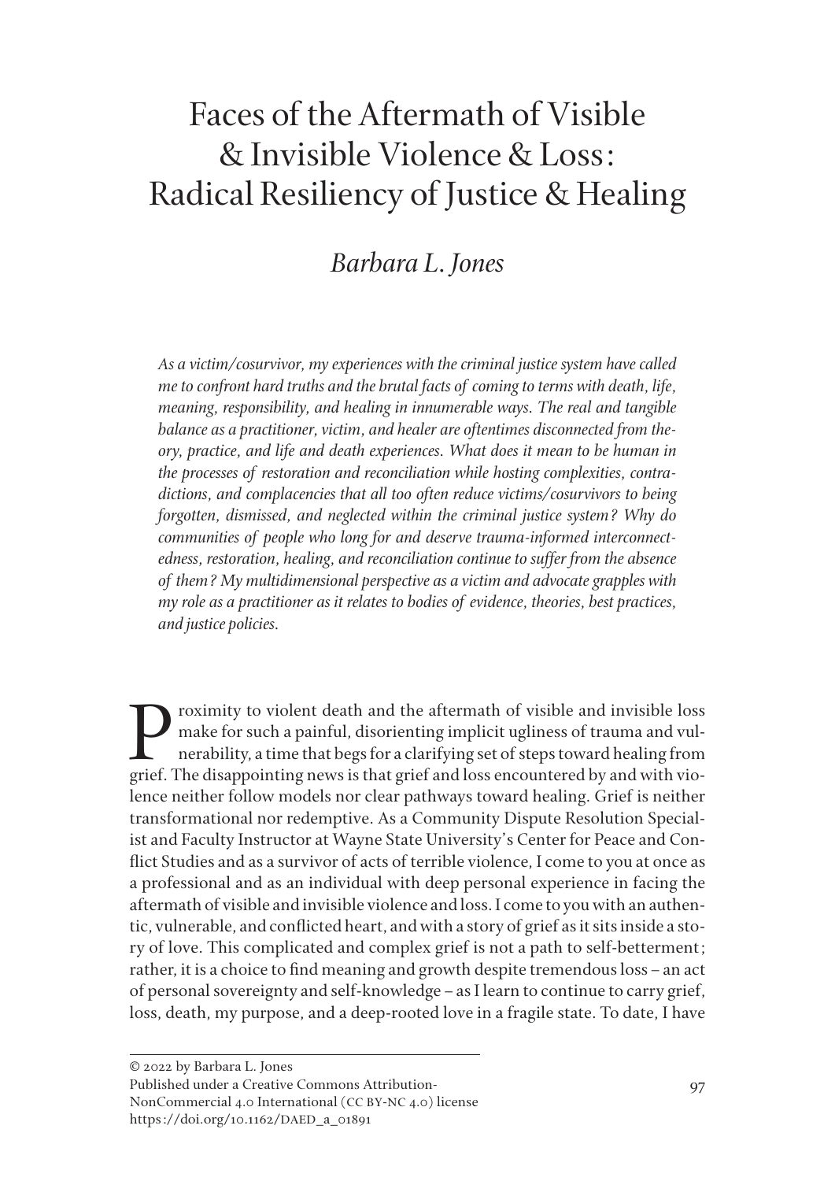# Faces of the Aftermath of Visible & Invisible Violence & Loss: Radical Resiliency of Justice & Healing

## *Barbara L. Jones*

*As a victim/cosurvivor, my experiences with the criminal justice system have called me to confront hard truths and the brutal facts of coming to terms with death, life, meaning, responsibility, and healing in innumerable ways. The real and tangible balance as a practitioner, victim, and healer are oftentimes disconnected from theory, practice, and life and death experiences. What does it mean to be human in the processes of restoration and reconciliation while hosting complexities, contradictions, and complacencies that all too often reduce victims/cosurvivors to being forgotten, dismissed, and neglected within the criminal justice system? Why do communities of people who long for and deserve trauma-informed interconnectedness, restoration, healing, and reconciliation continue to suffer from the absence of them? My multidimensional perspective as a victim and advocate grapples with my role as a practitioner as it relates to bodies of evidence, theories, best practices, and justice policies.*

Proximity to violent death and the aftermath of visible and invisible loss make for such a painful, disorienting implicit ugliness of trauma and vulnerability, a time that begs for a clarifying set of steps toward healing from grief. The disappointing news is that grief and loss encountered by and with violence neither follow models nor clear pathways toward healing. Grief is neither transformational nor redemptive. As a Community Dispute Resolution Specialist and Faculty Instructor at Wayne State University's Center for Peace and Conflict Studies and as a survivor of acts of terrible violence, I come to you at once as a professional and as an individual with deep personal experience in facing the aftermath of visible and invisible violence and loss. I come to you with an authentic, vulnerable, and conflicted heart, and with a story of grief as it sits inside a story of love. This complicated and complex grief is not a path to self-betterment; rather, it is a choice to find meaning and growth despite tremendous loss – an act of personal sovereignty and self-knowledge – as I learn to continue to carry grief, loss, death, my purpose, and a deep-rooted love in a fragile state. To date, I have

© 2022 by Barbara L. Jones
Published under a Creative Commons Attribution-NonCommercial 4.0 International (CC BY-NC 4.0) license
https://doi.org/10.1162/DAED_a_01891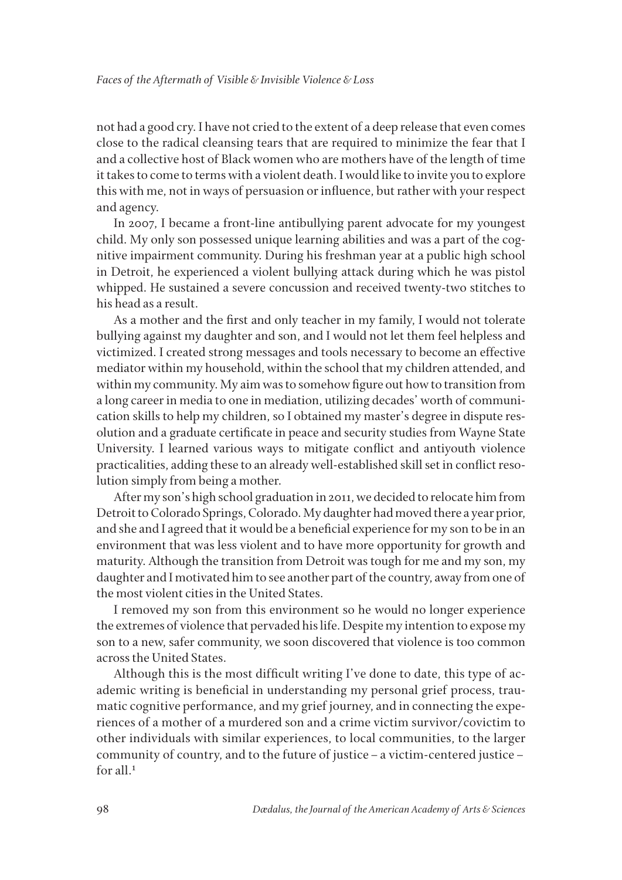not had a good cry. I have not cried to the extent of a deep release that even comes close to the radical cleansing tears that are required to minimize the fear that I and a collective host of Black women who are mothers have of the length of time it takes to come to terms with a violent death. I would like to invite you to explore this with me, not in ways of persuasion or influence, but rather with your respect and agency.

In 2007, I became a front-line antibullying parent advocate for my youngest child. My only son possessed unique learning abilities and was a part of the cognitive impairment community. During his freshman year at a public high school in Detroit, he experienced a violent bullying attack during which he was pistol whipped. He sustained a severe concussion and received twenty-two stitches to his head as a result.

As a mother and the first and only teacher in my family, I would not tolerate bullying against my daughter and son, and I would not let them feel helpless and victimized. I created strong messages and tools necessary to become an effective mediator within my household, within the school that my children attended, and within my community. My aim was to somehow figure out how to transition from a long career in media to one in mediation, utilizing decades' worth of communication skills to help my children, so I obtained my master's degree in dispute resolution and a graduate certificate in peace and security studies from Wayne State University. I learned various ways to mitigate conflict and antiyouth violence practicalities, adding these to an already well-established skill set in conflict resolution simply from being a mother.

After my son's high school graduation in 2011, we decided to relocate him from Detroit to Colorado Springs, Colorado. My daughter had moved there a year prior, and she and I agreed that it would be a beneficial experience for my son to be in an environment that was less violent and to have more opportunity for growth and maturity. Although the transition from Detroit was tough for me and my son, my daughter and I motivated him to see another part of the country, away from one of the most violent cities in the United States.

I removed my son from this environment so he would no longer experience the extremes of violence that pervaded his life. Despite my intention to expose my son to a new, safer community, we soon discovered that violence is too common across the United States.

Although this is the most difficult writing I've done to date, this type of academic writing is beneficial in understanding my personal grief process, traumatic cognitive performance, and my grief journey, and in connecting the experiences of a mother of a murdered son and a crime victim survivor/covictim to other individuals with similar experiences, to local communities, to the larger community of country, and to the future of justice – a victim-centered justice – for all.[1]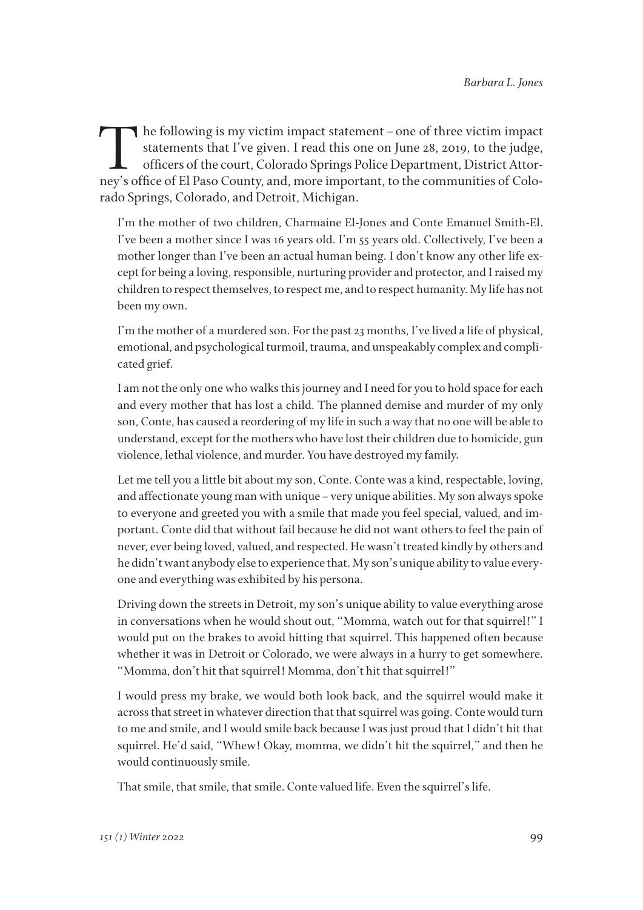The following is my victim impact statement – one of three victim impact statements that I've given. I read this one on June 28, 2019, to the judge, officers of the court, Colorado Springs Police Department, District Attorney's office of El Paso County, and, more important, to the communities of Colorado Springs, Colorado, and Detroit, Michigan.

> I'm the mother of two children, Charmaine El-Jones and Conte Emanuel Smith-El. I've been a mother since I was 16 years old. I'm 55 years old. Collectively, I've been a mother longer than I've been an actual human being. I don't know any other life except for being a loving, responsible, nurturing provider and protector, and I raised my children to respect themselves, to respect me, and to respect humanity. My life has not been my own.
>
> I'm the mother of a murdered son. For the past 23 months, I've lived a life of physical, emotional, and psychological turmoil, trauma, and unspeakably complex and complicated grief.
>
> I am not the only one who walks this journey and I need for you to hold space for each and every mother that has lost a child. The planned demise and murder of my only son, Conte, has caused a reordering of my life in such a way that no one will be able to understand, except for the mothers who have lost their children due to homicide, gun violence, lethal violence, and murder. You have destroyed my family.
>
> Let me tell you a little bit about my son, Conte. Conte was a kind, respectable, loving, and affectionate young man with unique – very unique abilities. My son always spoke to everyone and greeted you with a smile that made you feel special, valued, and important. Conte did that without fail because he did not want others to feel the pain of never, ever being loved, valued, and respected. He wasn't treated kindly by others and he didn't want anybody else to experience that. My son's unique ability to value everyone and everything was exhibited by his persona.
>
> Driving down the streets in Detroit, my son's unique ability to value everything arose in conversations when he would shout out, "Momma, watch out for that squirrel!" I would put on the brakes to avoid hitting that squirrel. This happened often because whether it was in Detroit or Colorado, we were always in a hurry to get somewhere. "Momma, don't hit that squirrel! Momma, don't hit that squirrel!"
>
> I would press my brake, we would both look back, and the squirrel would make it across that street in whatever direction that that squirrel was going. Conte would turn to me and smile, and I would smile back because I was just proud that I didn't hit that squirrel. He'd said, "Whew! Okay, momma, we didn't hit the squirrel," and then he would continuously smile.
>
> That smile, that smile, that smile. Conte valued life. Even the squirrel's life.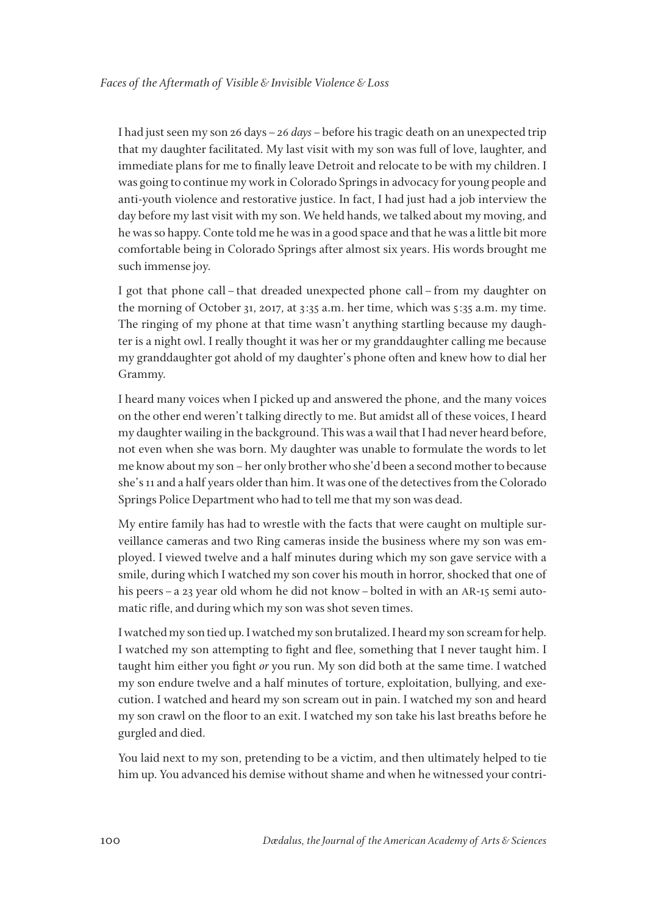I had just seen my son 26 days – 26 *days* – before his tragic death on an unexpected trip that my daughter facilitated. My last visit with my son was full of love, laughter, and immediate plans for me to finally leave Detroit and relocate to be with my children. I was going to continue my work in Colorado Springs in advocacy for young people and anti-youth violence and restorative justice. In fact, I had just had a job interview the day before my last visit with my son. We held hands, we talked about my moving, and he was so happy. Conte told me he was in a good space and that he was a little bit more comfortable being in Colorado Springs after almost six years. His words brought me such immense joy.

I got that phone call – that dreaded unexpected phone call – from my daughter on the morning of October 31, 2017, at 3:35 a.m. her time, which was 5:35 a.m. my time. The ringing of my phone at that time wasn't anything startling because my daughter is a night owl. I really thought it was her or my granddaughter calling me because my granddaughter got ahold of my daughter's phone often and knew how to dial her Grammy.

I heard many voices when I picked up and answered the phone, and the many voices on the other end weren't talking directly to me. But amidst all of these voices, I heard my daughter wailing in the background. This was a wail that I had never heard before, not even when she was born. My daughter was unable to formulate the words to let me know about my son – her only brother who she'd been a second mother to because she's 11 and a half years older than him. It was one of the detectives from the Colorado Springs Police Department who had to tell me that my son was dead.

My entire family has had to wrestle with the facts that were caught on multiple surveillance cameras and two Ring cameras inside the business where my son was employed. I viewed twelve and a half minutes during which my son gave service with a smile, during which I watched my son cover his mouth in horror, shocked that one of his peers – a 23 year old whom he did not know – bolted in with an AR-15 semi automatic rifle, and during which my son was shot seven times.

I watched my son tied up. I watched my son brutalized. I heard my son scream for help. I watched my son attempting to fight and flee, something that I never taught him. I taught him either you fight *or* you run. My son did both at the same time. I watched my son endure twelve and a half minutes of torture, exploitation, bullying, and execution. I watched and heard my son scream out in pain. I watched my son and heard my son crawl on the floor to an exit. I watched my son take his last breaths before he gurgled and died.

You laid next to my son, pretending to be a victim, and then ultimately helped to tie him up. You advanced his demise without shame and when he witnessed your contri-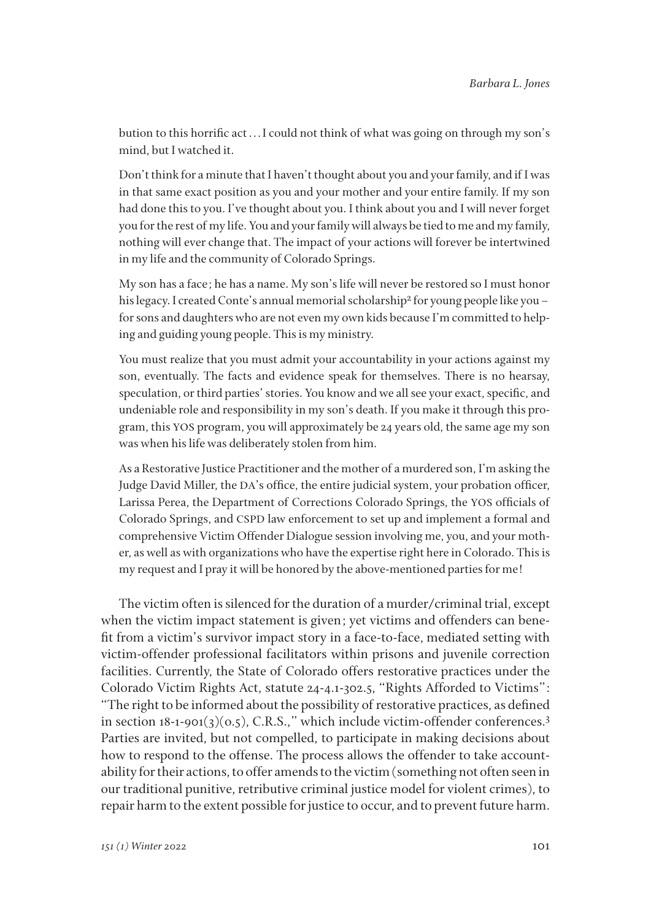> bution to this horrific act... I could not think of what was going on through my son's mind, but I watched it.
>
> Don't think for a minute that I haven't thought about you and your family, and if I was in that same exact position as you and your mother and your entire family. If my son had done this to you. I've thought about you. I think about you and I will never forget you for the rest of my life. You and your family will always be tied to me and my family, nothing will ever change that. The impact of your actions will forever be intertwined in my life and the community of Colorado Springs.
>
> My son has a face; he has a name. My son's life will never be restored so I must honor his legacy. I created Conte's annual memorial scholarship[2] for young people like you – for sons and daughters who are not even my own kids because I'm committed to helping and guiding young people. This is my ministry.
>
> You must realize that you must admit your accountability in your actions against my son, eventually. The facts and evidence speak for themselves. There is no hearsay, speculation, or third parties' stories. You know and we all see your exact, specific, and undeniable role and responsibility in my son's death. If you make it through this program, this YOS program, you will approximately be 24 years old, the same age my son was when his life was deliberately stolen from him.
>
> As a Restorative Justice Practitioner and the mother of a murdered son, I'm asking the Judge David Miller, the DA's office, the entire judicial system, your probation officer, Larissa Perea, the Department of Corrections Colorado Springs, the YOS officials of Colorado Springs, and CSPD law enforcement to set up and implement a formal and comprehensive Victim Offender Dialogue session involving me, you, and your mother, as well as with organizations who have the expertise right here in Colorado. This is my request and I pray it will be honored by the above-mentioned parties for me!

The victim often is silenced for the duration of a murder/criminal trial, except when the victim impact statement is given; yet victims and offenders can benefit from a victim's survivor impact story in a face-to-face, mediated setting with victim-offender professional facilitators within prisons and juvenile correction facilities. Currently, the State of Colorado offers restorative practices under the Colorado Victim Rights Act, statute 24-4.1-302.5, "Rights Afforded to Victims": "The right to be informed about the possibility of restorative practices, as defined in section 18-1-901(3)(0.5), C.R.S.," which include victim-offender conferences.[3] Parties are invited, but not compelled, to participate in making decisions about how to respond to the offense. The process allows the offender to take accountability for their actions, to offer amends to the victim (something not often seen in our traditional punitive, retributive criminal justice model for violent crimes), to repair harm to the extent possible for justice to occur, and to prevent future harm.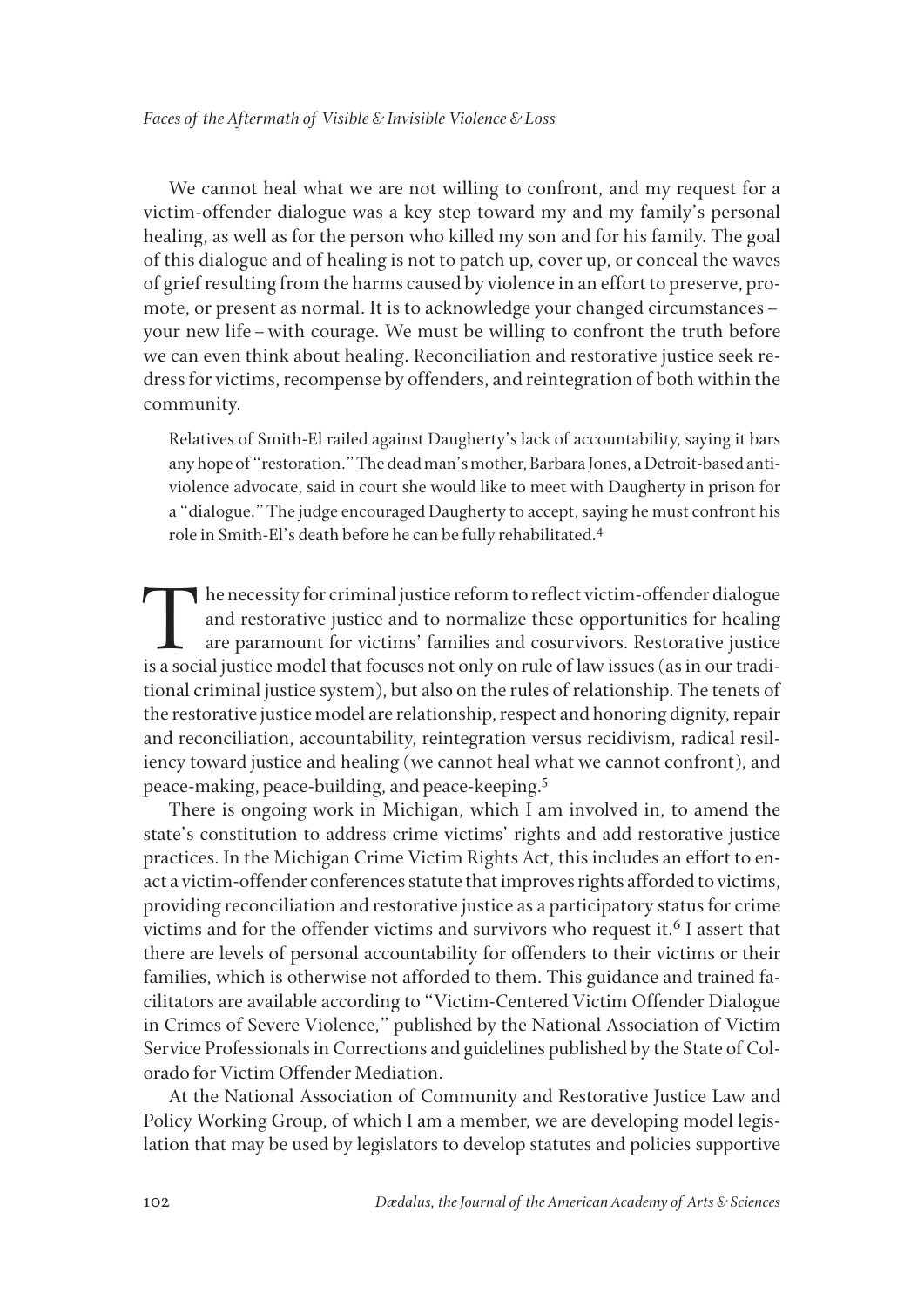We cannot heal what we are not willing to confront, and my request for a victim-offender dialogue was a key step toward my and my family's personal healing, as well as for the person who killed my son and for his family. The goal of this dialogue and of healing is not to patch up, cover up, or conceal the waves of grief resulting from the harms caused by violence in an effort to preserve, promote, or present as normal. It is to acknowledge your changed circumstances – your new life – with courage. We must be willing to confront the truth before we can even think about healing. Reconciliation and restorative justice seek redress for victims, recompense by offenders, and reintegration of both within the community.

> Relatives of Smith-El railed against Daugherty's lack of accountability, saying it bars any hope of "restoration." The dead man's mother, Barbara Jones, a Detroit-based antiviolence advocate, said in court she would like to meet with Daugherty in prison for a "dialogue." The judge encouraged Daugherty to accept, saying he must confront his role in Smith-El's death before he can be fully rehabilitated.[4]

The necessity for criminal justice reform to reflect victim-offender dialogue and restorative justice and to normalize these opportunities for healing are paramount for victims' families and cosurvivors. Restorative justice is a social justice model that focuses not only on rule of law issues (as in our traditional criminal justice system), but also on the rules of relationship. The tenets of the restorative justice model are relationship, respect and honoring dignity, repair and reconciliation, accountability, reintegration versus recidivism, radical resiliency toward justice and healing (we cannot heal what we cannot confront), and peace-making, peace-building, and peace-keeping.[5]

There is ongoing work in Michigan, which I am involved in, to amend the state's constitution to address crime victims' rights and add restorative justice practices. In the Michigan Crime Victim Rights Act, this includes an effort to enact a victim-offender conferences statute that improves rights afforded to victims, providing reconciliation and restorative justice as a participatory status for crime victims and for the offender victims and survivors who request it.[6] I assert that there are levels of personal accountability for offenders to their victims or their families, which is otherwise not afforded to them. This guidance and trained facilitators are available according to "Victim-Centered Victim Offender Dialogue in Crimes of Severe Violence," published by the National Association of Victim Service Professionals in Corrections and guidelines published by the State of Colorado for Victim Offender Mediation.

At the National Association of Community and Restorative Justice Law and Policy Working Group, of which I am a member, we are developing model legislation that may be used by legislators to develop statutes and policies supportive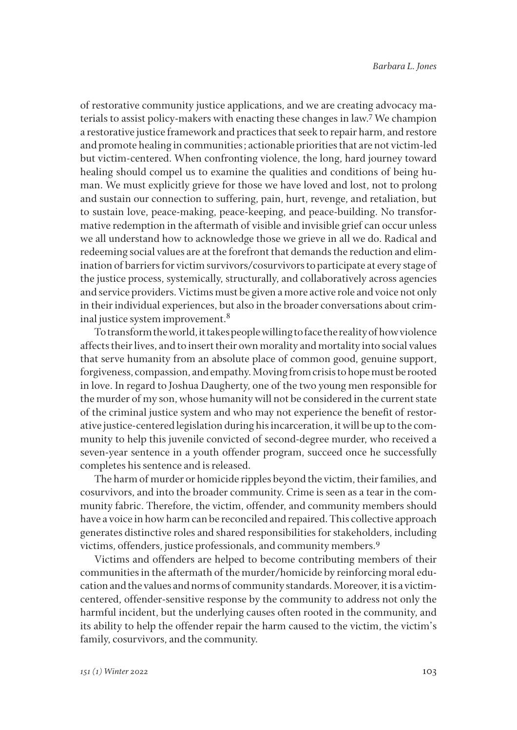of restorative community justice applications, and we are creating advocacy materials to assist policy-makers with enacting these changes in law.[7] We champion a restorative justice framework and practices that seek to repair harm, and restore and promote healing in communities; actionable priorities that are not victim-led but victim-centered. When confronting violence, the long, hard journey toward healing should compel us to examine the qualities and conditions of being human. We must explicitly grieve for those we have loved and lost, not to prolong and sustain our connection to suffering, pain, hurt, revenge, and retaliation, but to sustain love, peace-making, peace-keeping, and peace-building. No transformative redemption in the aftermath of visible and invisible grief can occur unless we all understand how to acknowledge those we grieve in all we do. Radical and redeeming social values are at the forefront that demands the reduction and elimination of barriers for victim survivors/cosurvivors to participate at every stage of the justice process, systemically, structurally, and collaboratively across agencies and service providers. Victims must be given a more active role and voice not only in their individual experiences, but also in the broader conversations about criminal justice system improvement.[8]

To transform the world, it takes people willing to face the reality of how violence affects their lives, and to insert their own morality and mortality into social values that serve humanity from an absolute place of common good, genuine support, forgiveness, compassion, and empathy. Moving from crisis to hope must be rooted in love. In regard to Joshua Daugherty, one of the two young men responsible for the murder of my son, whose humanity will not be considered in the current state of the criminal justice system and who may not experience the benefit of restorative justice-centered legislation during his incarceration, it will be up to the community to help this juvenile convicted of second-degree murder, who received a seven-year sentence in a youth offender program, succeed once he successfully completes his sentence and is released.

The harm of murder or homicide ripples beyond the victim, their families, and cosurvivors, and into the broader community. Crime is seen as a tear in the community fabric. Therefore, the victim, offender, and community members should have a voice in how harm can be reconciled and repaired. This collective approach generates distinctive roles and shared responsibilities for stakeholders, including victims, offenders, justice professionals, and community members.[9]

Victims and offenders are helped to become contributing members of their communities in the aftermath of the murder/homicide by reinforcing moral education and the values and norms of community standards. Moreover, it is a victim-centered, offender-sensitive response by the community to address not only the harmful incident, but the underlying causes often rooted in the community, and its ability to help the offender repair the harm caused to the victim, the victim's family, cosurvivors, and the community.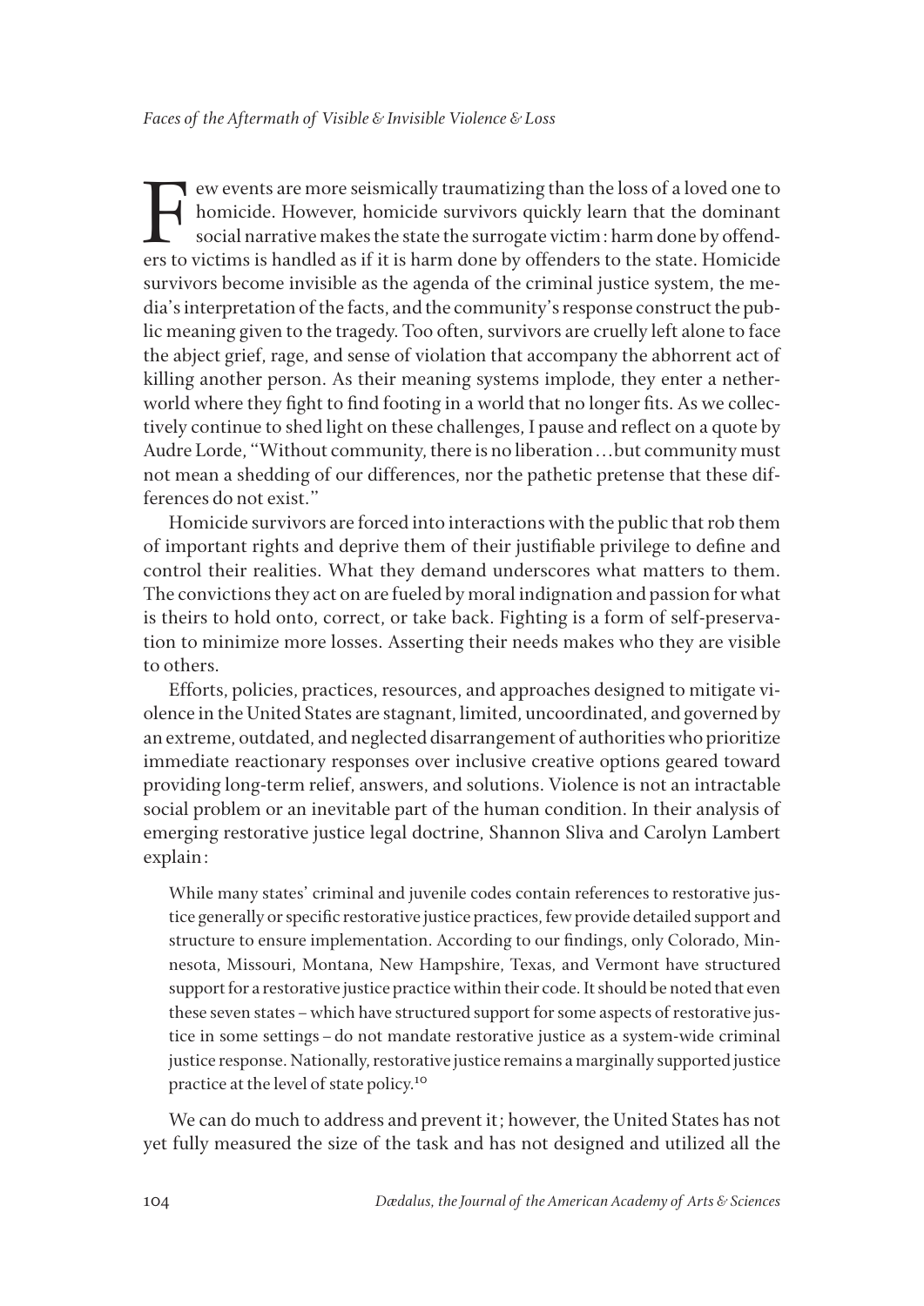Few events are more seismically traumatizing than the loss of a loved one to homicide. However, homicide survivors quickly learn that the dominant social narrative makes the state the surrogate victim: harm done by offenders to victims is handled as if it is harm done by offenders to the state. Homicide survivors become invisible as the agenda of the criminal justice system, the media's interpretation of the facts, and the community's response construct the public meaning given to the tragedy. Too often, survivors are cruelly left alone to face the abject grief, rage, and sense of violation that accompany the abhorrent act of killing another person. As their meaning systems implode, they enter a netherworld where they fight to find footing in a world that no longer fits. As we collectively continue to shed light on these challenges, I pause and reflect on a quote by Audre Lorde, "Without community, there is no liberation...but community must not mean a shedding of our differences, nor the pathetic pretense that these differences do not exist."

Homicide survivors are forced into interactions with the public that rob them of important rights and deprive them of their justifiable privilege to define and control their realities. What they demand underscores what matters to them. The convictions they act on are fueled by moral indignation and passion for what is theirs to hold onto, correct, or take back. Fighting is a form of self-preservation to minimize more losses. Asserting their needs makes who they are visible to others.

Efforts, policies, practices, resources, and approaches designed to mitigate violence in the United States are stagnant, limited, uncoordinated, and governed by an extreme, outdated, and neglected disarrangement of authorities who prioritize immediate reactionary responses over inclusive creative options geared toward providing long-term relief, answers, and solutions. Violence is not an intractable social problem or an inevitable part of the human condition. In their analysis of emerging restorative justice legal doctrine, Shannon Sliva and Carolyn Lambert explain:

> While many states' criminal and juvenile codes contain references to restorative justice generally or specific restorative justice practices, few provide detailed support and structure to ensure implementation. According to our findings, only Colorado, Minnesota, Missouri, Montana, New Hampshire, Texas, and Vermont have structured support for a restorative justice practice within their code. It should be noted that even these seven states – which have structured support for some aspects of restorative justice in some settings – do not mandate restorative justice as a system-wide criminal justice response. Nationally, restorative justice remains a marginally supported justice practice at the level of state policy.[10]

We can do much to address and prevent it; however, the United States has not yet fully measured the size of the task and has not designed and utilized all the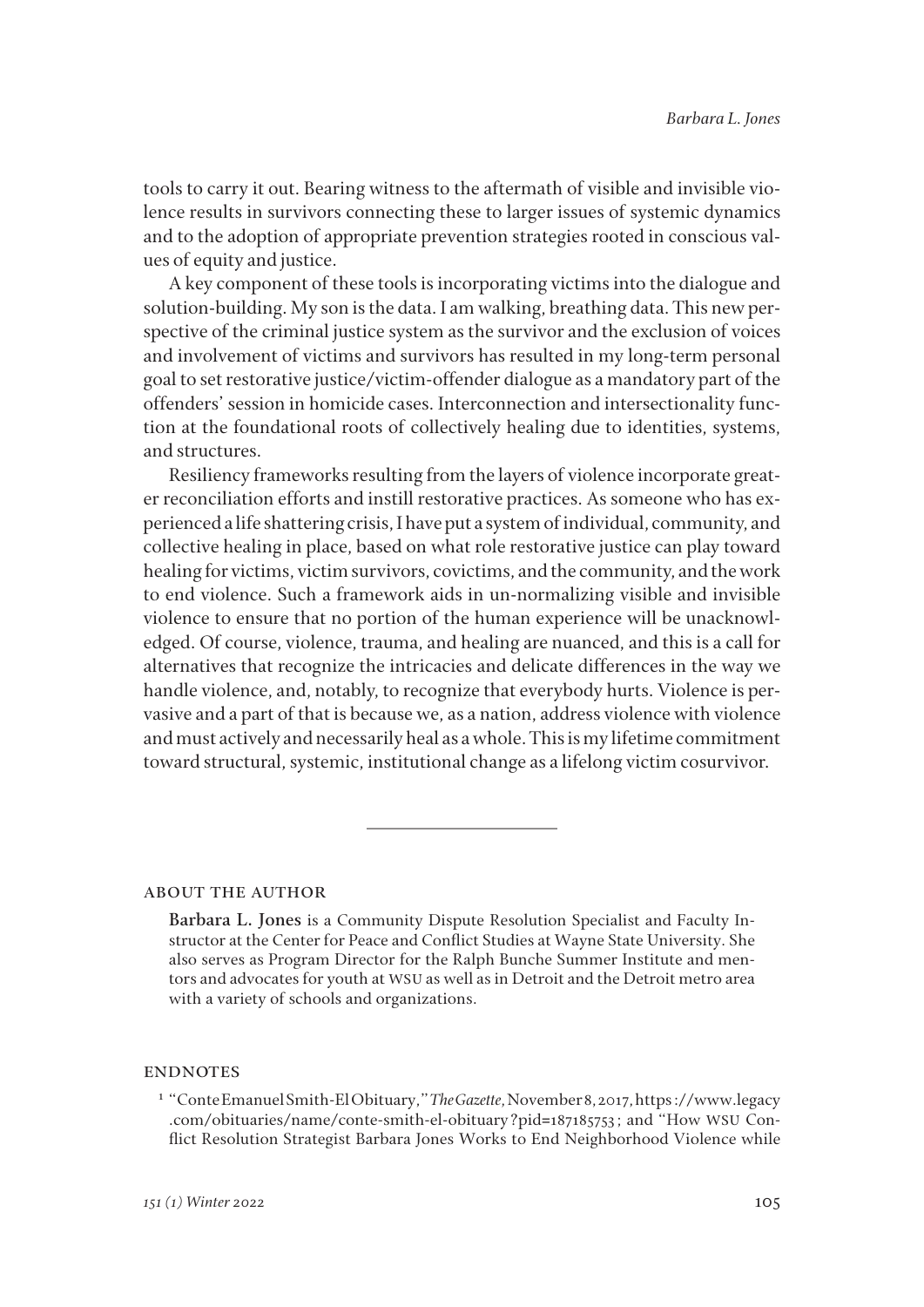tools to carry it out. Bearing witness to the aftermath of visible and invisible violence results in survivors connecting these to larger issues of systemic dynamics and to the adoption of appropriate prevention strategies rooted in conscious values of equity and justice.

A key component of these tools is incorporating victims into the dialogue and solution-building. My son is the data. I am walking, breathing data. This new perspective of the criminal justice system as the survivor and the exclusion of voices and involvement of victims and survivors has resulted in my long-term personal goal to set restorative justice/victim-offender dialogue as a mandatory part of the offenders' session in homicide cases. Interconnection and intersectionality function at the foundational roots of collectively healing due to identities, systems, and structures.

Resiliency frameworks resulting from the layers of violence incorporate greater reconciliation efforts and instill restorative practices. As someone who has experienced a life shattering crisis, I have put a system of individual, community, and collective healing in place, based on what role restorative justice can play toward healing for victims, victim survivors, covictims, and the community, and the work to end violence. Such a framework aids in un-normalizing visible and invisible violence to ensure that no portion of the human experience will be unacknowledged. Of course, violence, trauma, and healing are nuanced, and this is a call for alternatives that recognize the intricacies and delicate differences in the way we handle violence, and, notably, to recognize that everybody hurts. Violence is pervasive and a part of that is because we, as a nation, address violence with violence and must actively and necessarily heal as a whole. This is my lifetime commitment toward structural, systemic, institutional change as a lifelong victim cosurvivor.

---

## About the Author

**Barbara L. Jones** is a Community Dispute Resolution Specialist and Faculty Instructor at the Center for Peace and Conflict Studies at Wayne State University. She also serves as Program Director for the Ralph Bunche Summer Institute and mentors and advocates for youth at WSU as well as in Detroit and the Detroit metro area with a variety of schools and organizations.

## Endnotes

[1] "Conte Emanuel Smith-El Obituary," *The Gazette*, November 8, 2017, https://www.legacy.com/obituaries/name/conte-smith-el-obituary?pid=187185753; and "How WSU Conflict Resolution Strategist Barbara Jones Works to End Neighborhood Violence while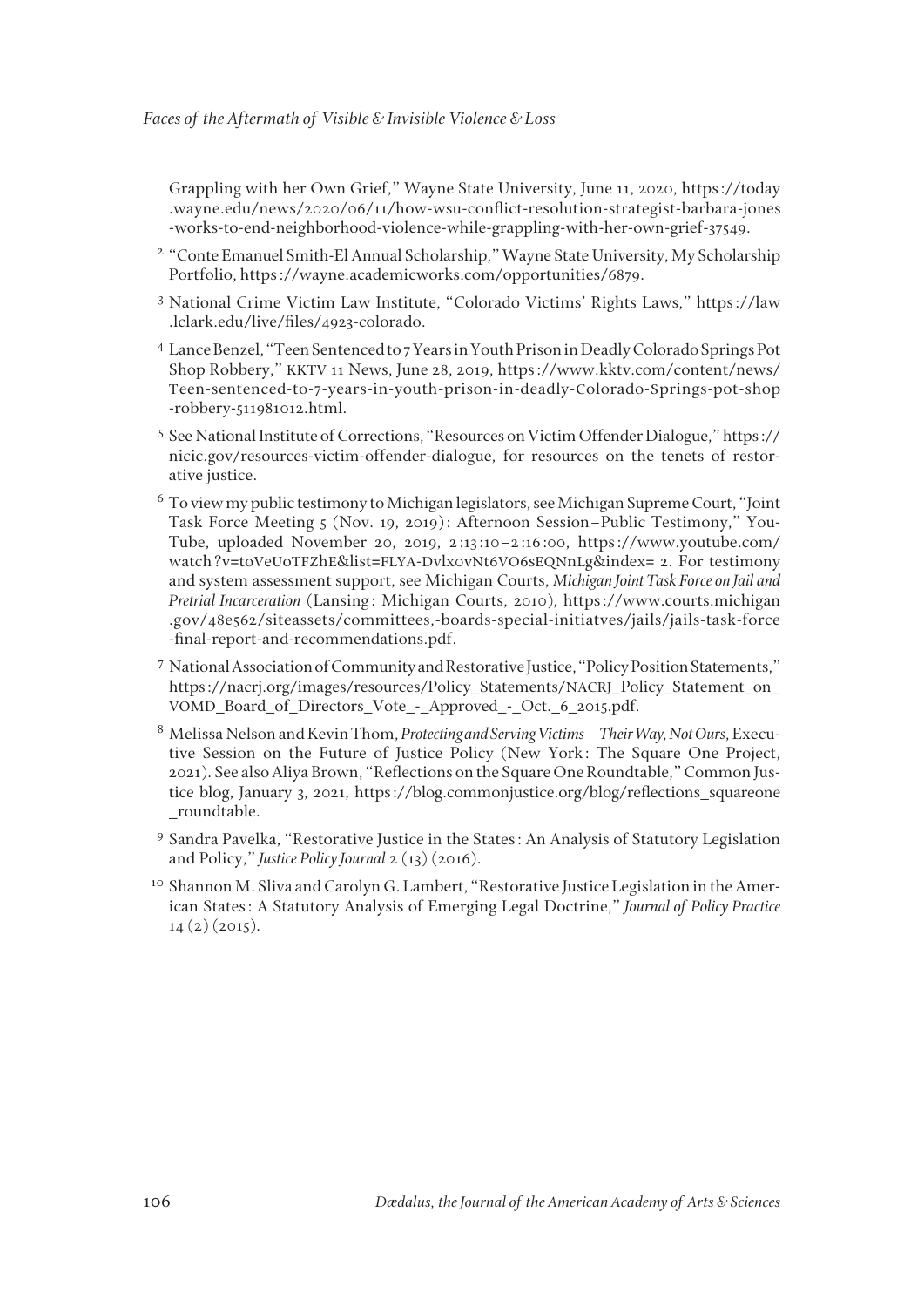Grappling with her Own Grief," Wayne State University, June 11, 2020, https://today.wayne.edu/news/2020/06/11/how-wsu-conflict-resolution-strategist-barbara-jones-works-to-end-neighborhood-violence-while-grappling-with-her-own-grief-37549.

[2] "Conte Emanuel Smith-El Annual Scholarship," Wayne State University, My Scholarship Portfolio, https://wayne.academicworks.com/opportunities/6879.

[3] National Crime Victim Law Institute, "Colorado Victims' Rights Laws," https://law.lclark.edu/live/files/4923-colorado.

[4] Lance Benzel, "Teen Sentenced to 7 Years in Youth Prison in Deadly Colorado Springs Pot Shop Robbery," KKTV 11 News, June 28, 2019, https://www.kktv.com/content/news/Teen-sentenced-to-7-years-in-youth-prison-in-deadly-Colorado-Springs-pot-shop-robbery-511981012.html.

[5] See National Institute of Corrections, "Resources on Victim Offender Dialogue," https://nicic.gov/resources-victim-offender-dialogue, for resources on the tenets of restorative justice.

[6] To view my public testimony to Michigan legislators, see Michigan Supreme Court, "Joint Task Force Meeting 5 (Nov. 19, 2019): Afternoon Session–Public Testimony," YouTube, uploaded November 20, 2019, 2:13:10–2:16:00, https://www.youtube.com/watch?v=toVeUoTFZhE&list=FLYA-Dvlx0vNt6VO6sEQNnLg&index= 2. For testimony and system assessment support, see Michigan Courts, *Michigan Joint Task Force on Jail and Pretrial Incarceration* (Lansing: Michigan Courts, 2010), https://www.courts.michigan.gov/48e562/siteassets/committees,-boards-special-initiatves/jails/jails-task-force-final-report-and-recommendations.pdf.

[7] National Association of Community and Restorative Justice, "Policy Position Statements," https://nacrj.org/images/resources/Policy_Statements/NACRJ_Policy_Statement_on_VOMD_Board_of_Directors_Vote_-_Approved_-_Oct._6_2015.pdf.

[8] Melissa Nelson and Kevin Thom, *Protecting and Serving Victims – Their Way, Not Ours*, Executive Session on the Future of Justice Policy (New York: The Square One Project, 2021). See also Aliya Brown, "Reflections on the Square One Roundtable," Common Justice blog, January 3, 2021, https://blog.commonjustice.org/blog/reflections_squareone_roundtable.

[9] Sandra Pavelka, "Restorative Justice in the States: An Analysis of Statutory Legislation and Policy," *Justice Policy Journal* 2 (13) (2016).

[10] Shannon M. Sliva and Carolyn G. Lambert, "Restorative Justice Legislation in the American States: A Statutory Analysis of Emerging Legal Doctrine," *Journal of Policy Practice* 14 (2) (2015).